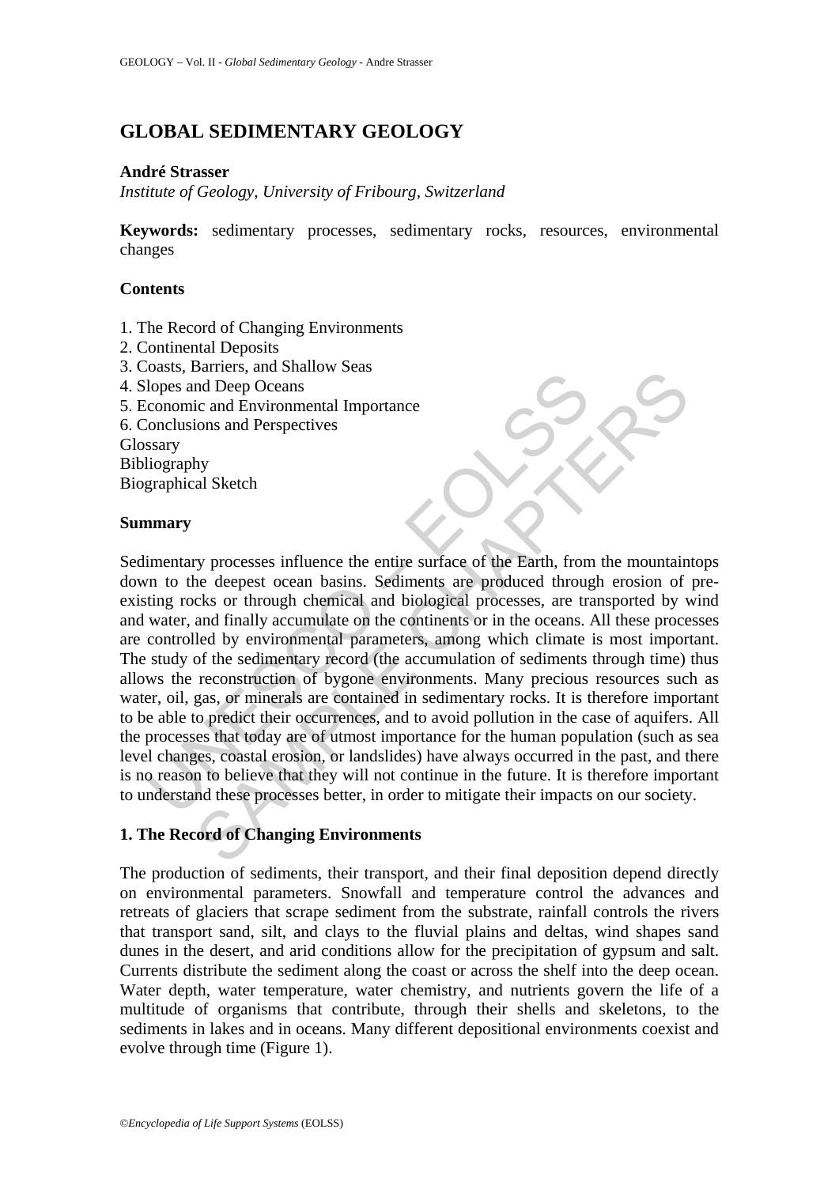# GLOBAL SEDIMENTARY GEOLOGY

**André Strasser**

*Institute of Geology, University of Fribourg, Switzerland*

**Keywords:** sedimentary processes, sedimentary rocks, resources, environmental changes

## Contents

1. The Record of Changing Environments
2. Continental Deposits
3. Coasts, Barriers, and Shallow Seas
4. Slopes and Deep Oceans
5. Economic and Environmental Importance
6. Conclusions and Perspectives

Glossary
Bibliography
Biographical Sketch

## Summary

Sedimentary processes influence the entire surface of the Earth, from the mountaintops down to the deepest ocean basins. Sediments are produced through erosion of pre-existing rocks or through chemical and biological processes, are transported by wind and water, and finally accumulate on the continents or in the oceans. All these processes are controlled by environmental parameters, among which climate is most important. The study of the sedimentary record (the accumulation of sediments through time) thus allows the reconstruction of bygone environments. Many precious resources such as water, oil, gas, or minerals are contained in sedimentary rocks. It is therefore important to be able to predict their occurrences, and to avoid pollution in the case of aquifers. All the processes that today are of utmost importance for the human population (such as sea level changes, coastal erosion, or landslides) have always occurred in the past, and there is no reason to believe that they will not continue in the future. It is therefore important to understand these processes better, in order to mitigate their impacts on our society.

## 1. The Record of Changing Environments

The production of sediments, their transport, and their final deposition depend directly on environmental parameters. Snowfall and temperature control the advances and retreats of glaciers that scrape sediment from the substrate, rainfall controls the rivers that transport sand, silt, and clays to the fluvial plains and deltas, wind shapes sand dunes in the desert, and arid conditions allow for the precipitation of gypsum and salt. Currents distribute the sediment along the coast or across the shelf into the deep ocean. Water depth, water temperature, water chemistry, and nutrients govern the life of a multitude of organisms that contribute, through their shells and skeletons, to the sediments in lakes and in oceans. Many different depositional environments coexist and evolve through time (Figure 1).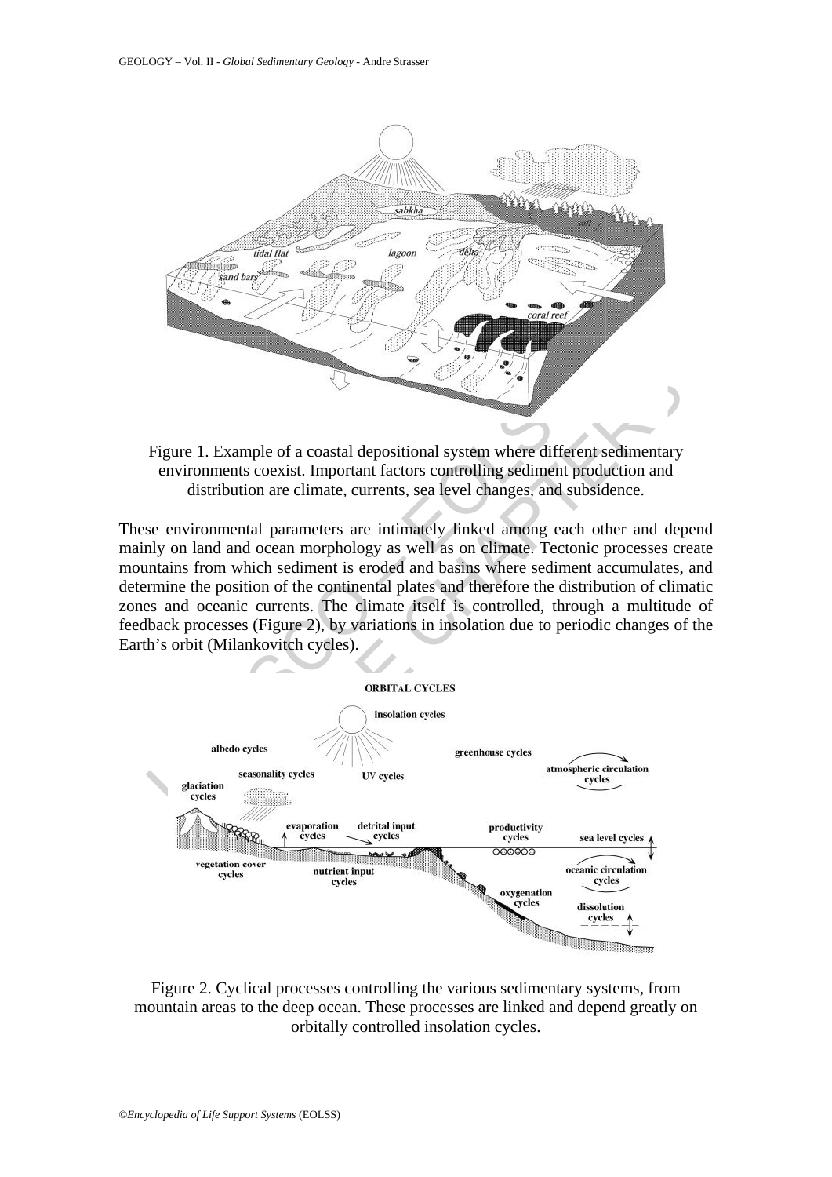Figure 1. Example of a coastal depositional system where different sedimentary environments coexist. Important factors controlling sediment production and distribution are climate, currents, sea level changes, and subsidence.

These environmental parameters are intimately linked among each other and depend mainly on land and ocean morphology as well as on climate. Tectonic processes create mountains from which sediment is eroded and basins where sediment accumulates, and determine the position of the continental plates and therefore the distribution of climatic zones and oceanic currents. The climate itself is controlled, through a multitude of feedback processes (Figure 2), by variations in insolation due to periodic changes of the Earth's orbit (Milankovitch cycles).

Figure 2. Cyclical processes controlling the various sedimentary systems, from mountain areas to the deep ocean. These processes are linked and depend greatly on orbitally controlled insolation cycles.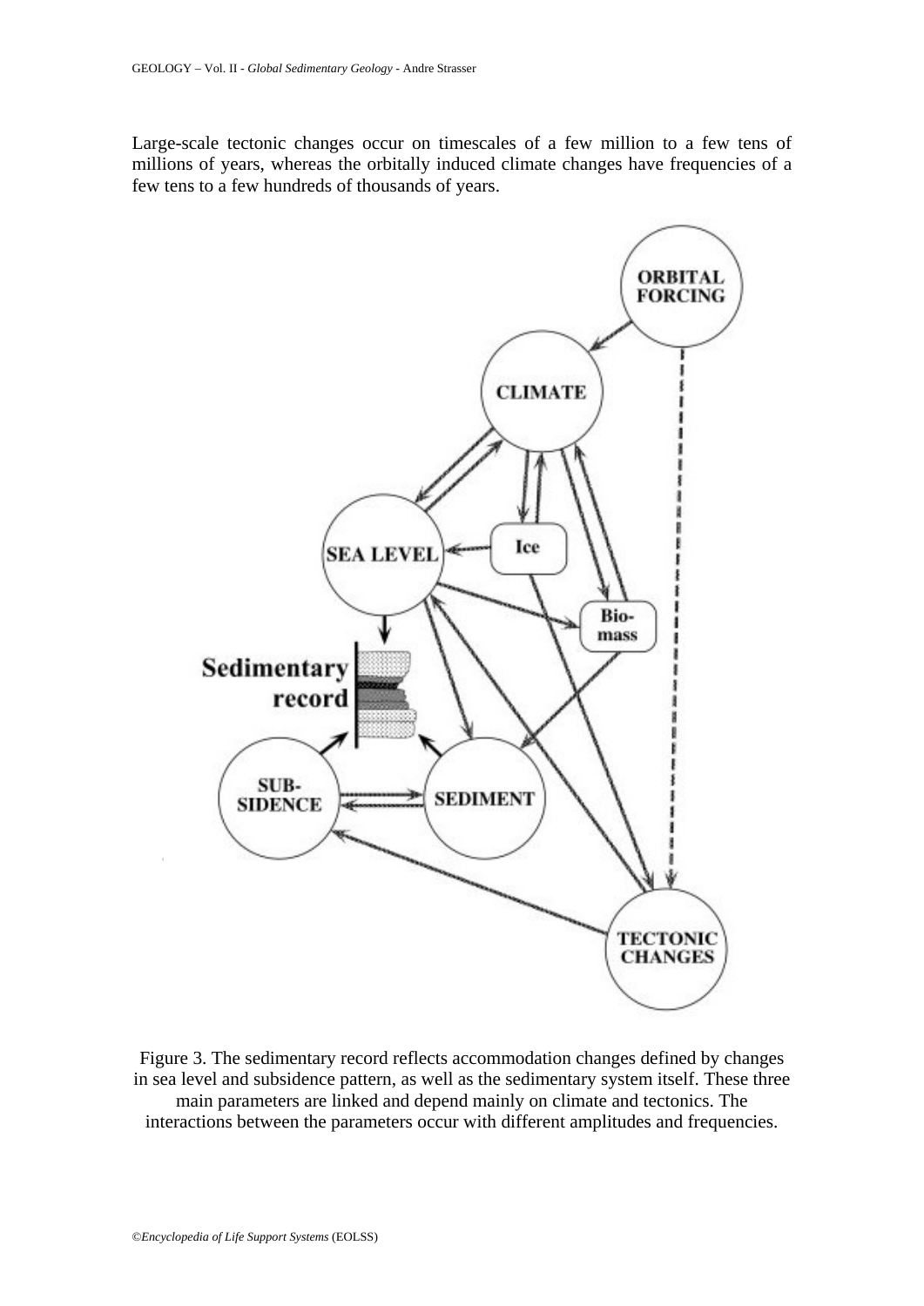Large-scale tectonic changes occur on timescales of a few million to a few tens of millions of years, whereas the orbitally induced climate changes have frequencies of a few tens to a few hundreds of thousands of years.

Figure 3. The sedimentary record reflects accommodation changes defined by changes in sea level and subsidence pattern, as well as the sedimentary system itself. These three main parameters are linked and depend mainly on climate and tectonics. The interactions between the parameters occur with different amplitudes and frequencies.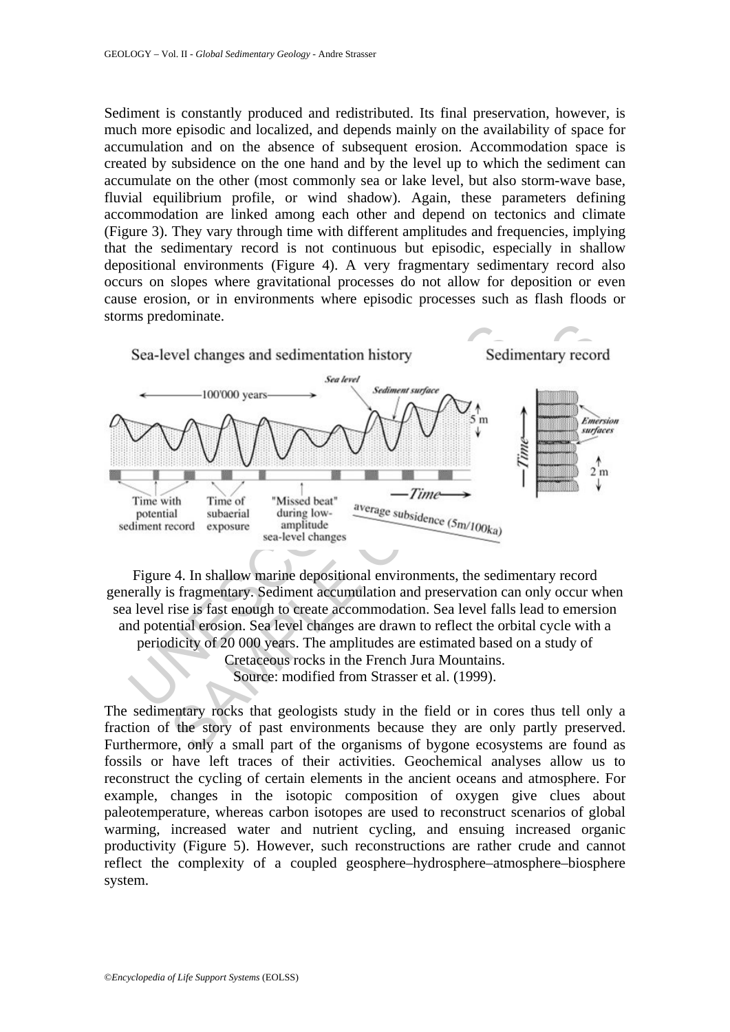Sediment is constantly produced and redistributed. Its final preservation, however, is much more episodic and localized, and depends mainly on the availability of space for accumulation and on the absence of subsequent erosion. Accommodation space is created by subsidence on the one hand and by the level up to which the sediment can accumulate on the other (most commonly sea or lake level, but also storm-wave base, fluvial equilibrium profile, or wind shadow). Again, these parameters defining accommodation are linked among each other and depend on tectonics and climate (Figure 3). They vary through time with different amplitudes and frequencies, implying that the sedimentary record is not continuous but episodic, especially in shallow depositional environments (Figure 4). A very fragmentary sedimentary record also occurs on slopes where gravitational processes do not allow for deposition or even cause erosion, or in environments where episodic processes such as flash floods or storms predominate.

Figure 4. In shallow marine depositional environments, the sedimentary record generally is fragmentary. Sediment accumulation and preservation can only occur when sea level rise is fast enough to create accommodation. Sea level falls lead to emersion and potential erosion. Sea level changes are drawn to reflect the orbital cycle with a periodicity of 20 000 years. The amplitudes are estimated based on a study of Cretaceous rocks in the French Jura Mountains.
Source: modified from Strasser et al. (1999).

The sedimentary rocks that geologists study in the field or in cores thus tell only a fraction of the story of past environments because they are only partly preserved. Furthermore, only a small part of the organisms of bygone ecosystems are found as fossils or have left traces of their activities. Geochemical analyses allow us to reconstruct the cycling of certain elements in the ancient oceans and atmosphere. For example, changes in the isotopic composition of oxygen give clues about paleotemperature, whereas carbon isotopes are used to reconstruct scenarios of global warming, increased water and nutrient cycling, and ensuing increased organic productivity (Figure 5). However, such reconstructions are rather crude and cannot reflect the complexity of a coupled geosphere–hydrosphere–atmosphere–biosphere system.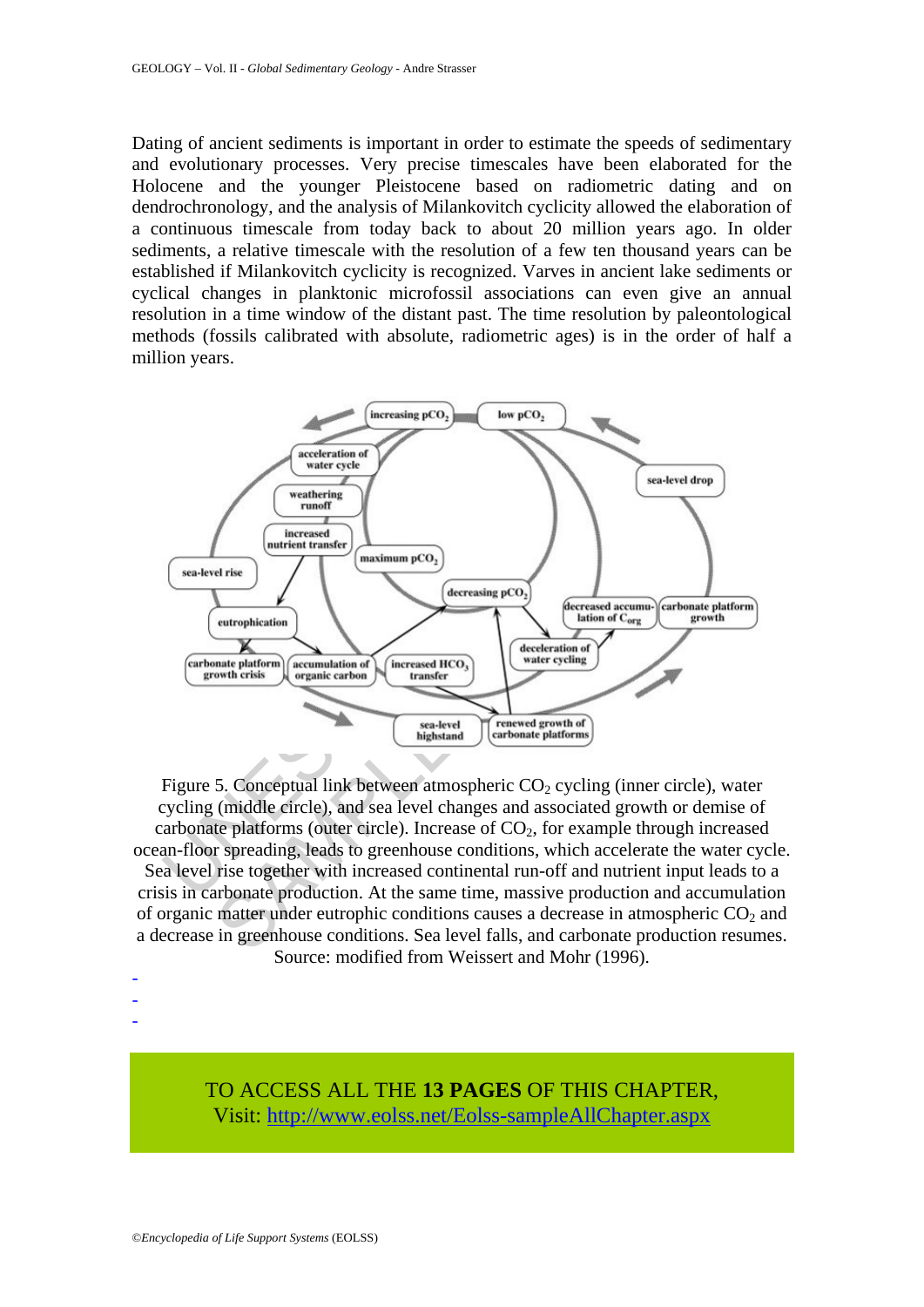Dating of ancient sediments is important in order to estimate the speeds of sedimentary and evolutionary processes. Very precise timescales have been elaborated for the Holocene and the younger Pleistocene based on radiometric dating and on dendrochronology, and the analysis of Milankovitch cyclicity allowed the elaboration of a continuous timescale from today back to about 20 million years ago. In older sediments, a relative timescale with the resolution of a few ten thousand years can be established if Milankovitch cyclicity is recognized. Varves in ancient lake sediments or cyclical changes in planktonic microfossil associations can even give an annual resolution in a time window of the distant past. The time resolution by paleontological methods (fossils calibrated with absolute, radiometric ages) is in the order of half a million years.

Figure 5. Conceptual link between atmospheric $CO_2$ cycling (inner circle), water cycling (middle circle), and sea level changes and associated growth or demise of carbonate platforms (outer circle). Increase of $CO_2$, for example through increased ocean-floor spreading, leads to greenhouse conditions, which accelerate the water cycle. Sea level rise together with increased continental run-off and nutrient input leads to a crisis in carbonate production. At the same time, massive production and accumulation of organic matter under eutrophic conditions causes a decrease in atmospheric $CO_2$ and a decrease in greenhouse conditions. Sea level falls, and carbonate production resumes. Source: modified from Weissert and Mohr (1996).

-
-
-

TO ACCESS ALL THE **13 PAGES** OF THIS CHAPTER,
Visit: [http://www.eolss.net/Eolss-sampleAllChapter.aspx](http://www.eolss.net/Eolss-sampleAllChapter.aspx)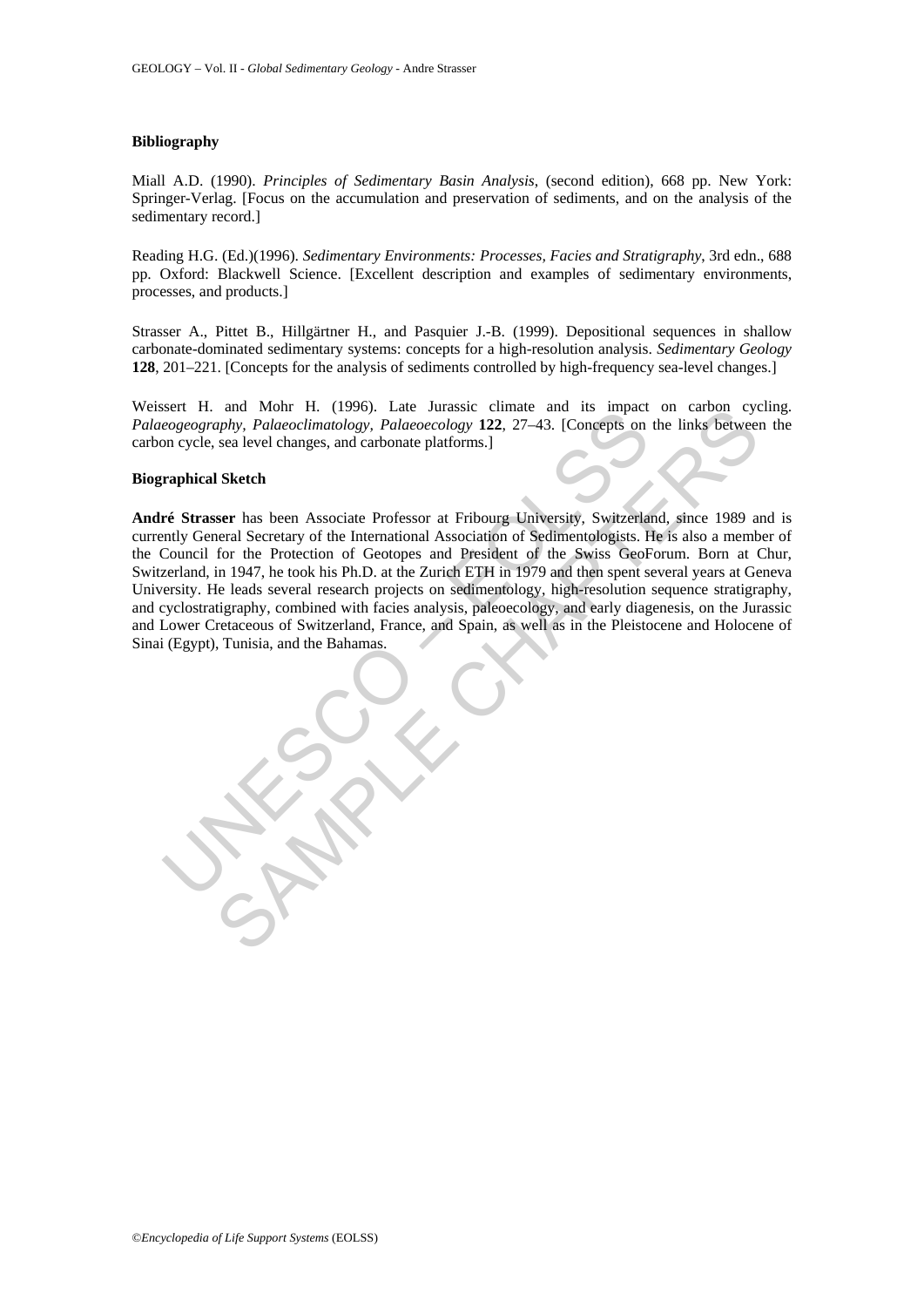### Bibliography

Miall A.D. (1990). *Principles of Sedimentary Basin Analysis*, (second edition), 668 pp. New York: Springer-Verlag. [Focus on the accumulation and preservation of sediments, and on the analysis of the sedimentary record.]

Reading H.G. (Ed.)(1996). *Sedimentary Environments: Processes, Facies and Stratigraphy*, 3rd edn., 688 pp. Oxford: Blackwell Science. [Excellent description and examples of sedimentary environments, processes, and products.]

Strasser A., Pittet B., Hillgärtner H., and Pasquier J.-B. (1999). Depositional sequences in shallow carbonate-dominated sedimentary systems: concepts for a high-resolution analysis. *Sedimentary Geology* **128**, 201–221. [Concepts for the analysis of sediments controlled by high-frequency sea-level changes.]

Weissert H. and Mohr H. (1996). Late Jurassic climate and its impact on carbon cycling. *Palaeogeography, Palaeoclimatology, Palaeoecology* **122**, 27–43. [Concepts on the links between the carbon cycle, sea level changes, and carbonate platforms.]

### Biographical Sketch

**André Strasser** has been Associate Professor at Fribourg University, Switzerland, since 1989 and is currently General Secretary of the International Association of Sedimentologists. He is also a member of the Council for the Protection of Geotopes and President of the Swiss GeoForum. Born at Chur, Switzerland, in 1947, he took his Ph.D. at the Zurich ETH in 1979 and then spent several years at Geneva University. He leads several research projects on sedimentology, high-resolution sequence stratigraphy, and cyclostratigraphy, combined with facies analysis, paleoecology, and early diagenesis, on the Jurassic and Lower Cretaceous of Switzerland, France, and Spain, as well as in the Pleistocene and Holocene of Sinai (Egypt), Tunisia, and the Bahamas.